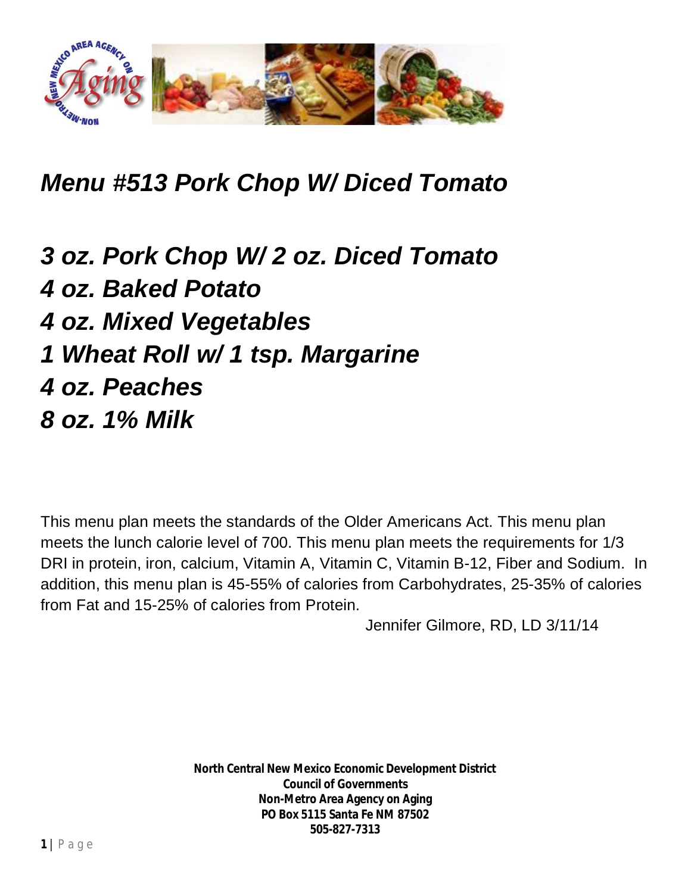# *Menu #513 Pork Chop W/ Diced Tomato*

***3 oz. Pork Chop W/ 2 oz. Diced Tomato***
***4 oz. Baked Potato***
***4 oz. Mixed Vegetables***
***1 Wheat Roll w/ 1 tsp. Margarine***
***4 oz. Peaches***
***8 oz. 1% Milk***

This menu plan meets the standards of the Older Americans Act. This menu plan meets the lunch calorie level of 700. This menu plan meets the requirements for 1/3 DRI in protein, iron, calcium, Vitamin A, Vitamin C, Vitamin B-12, Fiber and Sodium. In addition, this menu plan is 45-55% of calories from Carbohydrates, 25-35% of calories from Fat and 15-25% of calories from Protein.

Jennifer Gilmore, RD, LD 3/11/14

**North Central New Mexico Economic Development District**
**Council of Governments**
**Non-Metro Area Agency on Aging**
**PO Box 5115 Santa Fe NM 87502**
**505-827-7313**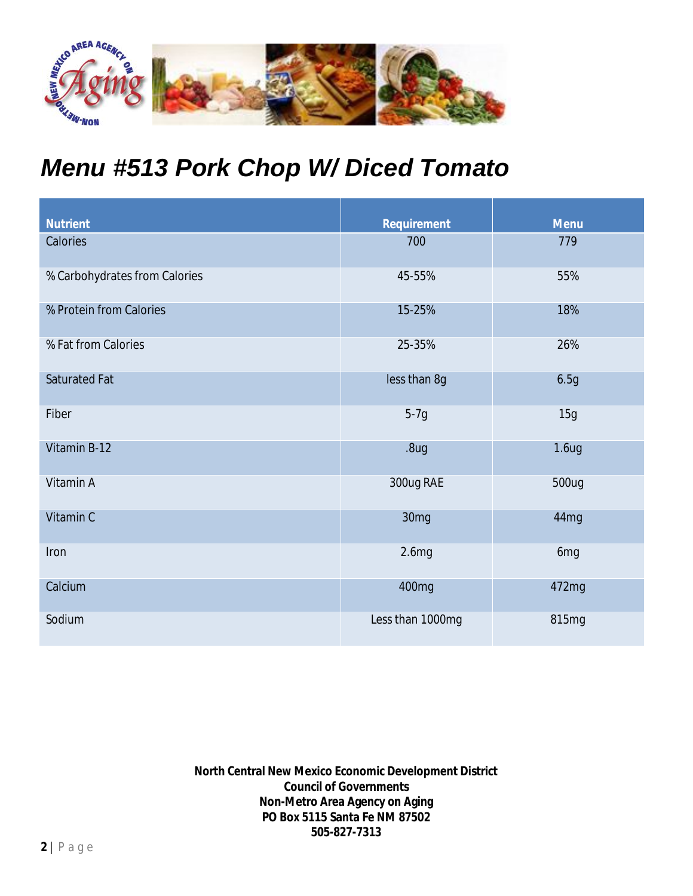# Menu #513 Pork Chop W/ Diced Tomato

| Nutrient | Requirement | Menu |
|---|---|---|
| Calories | 700 | 779 |
| % Carbohydrates from Calories | 45-55% | 55% |
| % Protein from Calories | 15-25% | 18% |
| % Fat from Calories | 25-35% | 26% |
| Saturated Fat | less than 8g | 6.5g |
| Fiber | 5-7g | 15g |
| Vitamin B-12 | .8ug | 1.6ug |
| Vitamin A | 300ug RAE | 500ug |
| Vitamin C | 30mg | 44mg |
| Iron | 2.6mg | 6mg |
| Calcium | 400mg | 472mg |
| Sodium | Less than 1000mg | 815mg |

**North Central New Mexico Economic Development District**
**Council of Governments**
**Non-Metro Area Agency on Aging**
**PO Box 5115 Santa Fe NM 87502**
**505-827-7313**